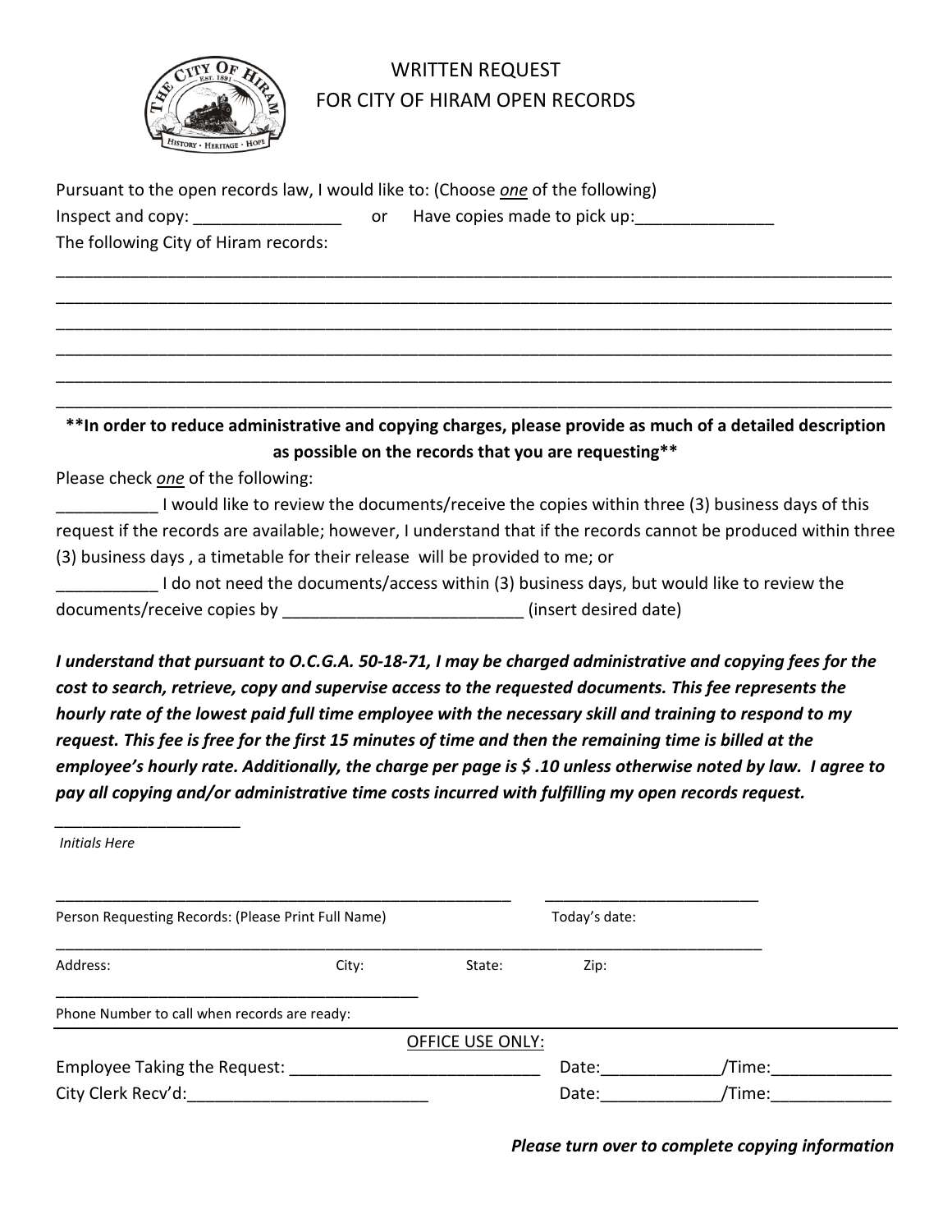# WRITTEN REQUEST
# FOR CITY OF HIRAM OPEN RECORDS

Pursuant to the open records law, I would like to: (Choose *one* of the following)

Inspect and copy: ________________ or Have copies made to pick up:_______________

The following City of Hiram records:

______________________________________________________________________________________________

______________________________________________________________________________________________

______________________________________________________________________________________________

______________________________________________________________________________________________

______________________________________________________________________________________________

______________________________________________________________________________________________

**\*\*In order to reduce administrative and copying charges, please provide as much of a detailed description as possible on the records that you are requesting\*\***

Please check *one* of the following:

___________ I would like to review the documents/receive the copies within three (3) business days of this request if the records are available; however, I understand that if the records cannot be produced within three (3) business days , a timetable for their release will be provided to me; or

___________ I do not need the documents/access within (3) business days, but would like to review the documents/receive copies by __________________________ (insert desired date)

***I understand that pursuant to O.C.G.A. 50-18-71, I may be charged administrative and copying fees for the cost to search, retrieve, copy and supervise access to the requested documents. This fee represents the hourly rate of the lowest paid full time employee with the necessary skill and training to respond to my request. This fee is free for the first 15 minutes of time and then the remaining time is billed at the employee's hourly rate. Additionally, the charge per page is $ .10 unless otherwise noted by law. I agree to pay all copying and/or administrative time costs incurred with fulfilling my open records request.***

_____________________

*Initials Here*

_______________________________________________________ _________________________

Person Requesting Records: (Please Print Full Name) Today's date:

___________________________________________________________________________________________

Address: City: State: Zip:

_____________________________________________

Phone Number to call when records are ready:

OFFICE USE ONLY:

Employee Taking the Request: ____________________________ Date:_____________/Time:_____________

City Clerk Recv'd:__________________________ Date:_____________/Time:_____________

***Please turn over to complete copying information***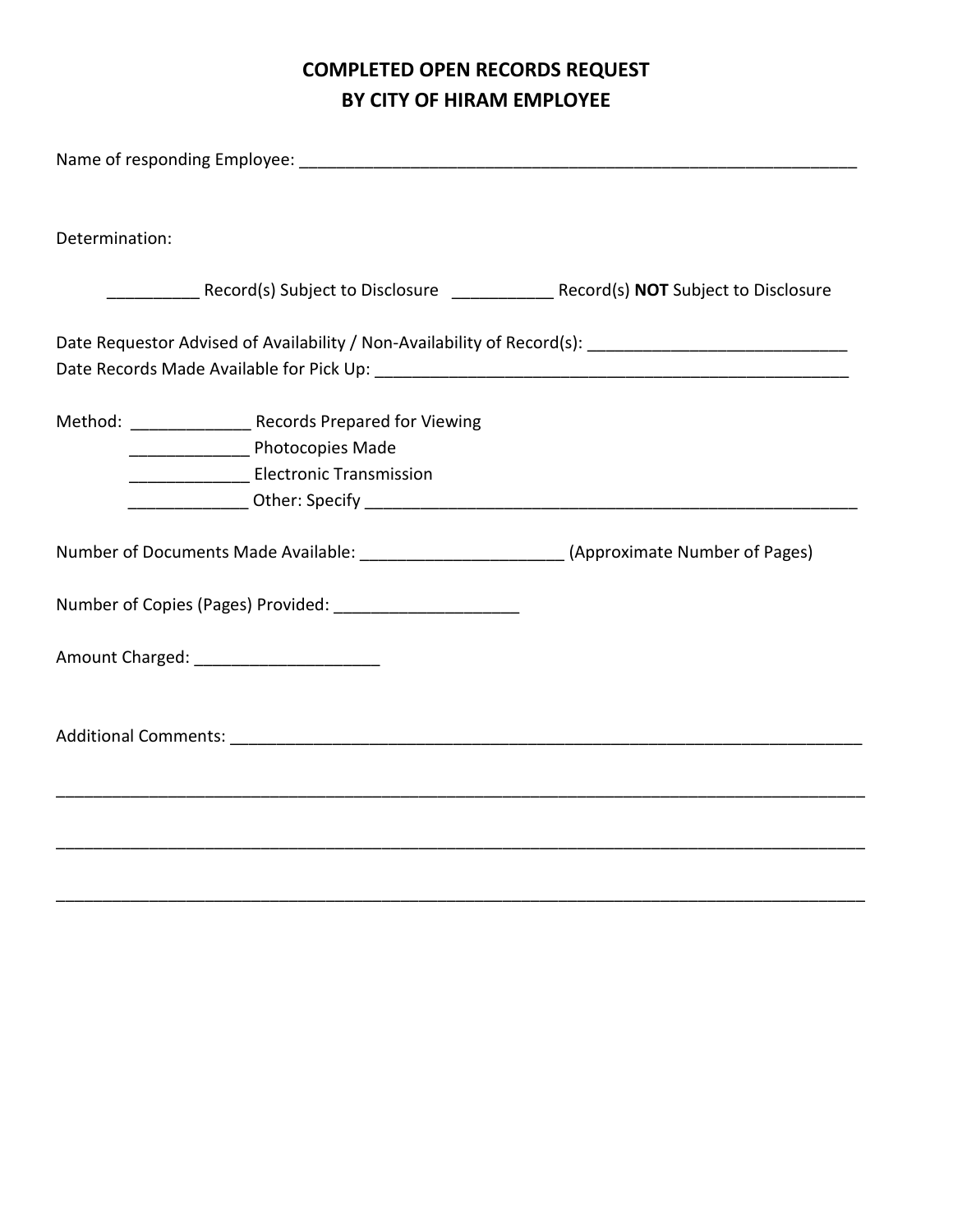# COMPLETED OPEN RECORDS REQUEST
# BY CITY OF HIRAM EMPLOYEE

Name of responding Employee: ______________________________________________________________

Determination:

__________ Record(s) Subject to Disclosure ___________ Record(s) **NOT** Subject to Disclosure

Date Requestor Advised of Availability / Non-Availability of Record(s): ____________________________
Date Records Made Available for Pick Up: _____________________________________________________

Method: _____________ Records Prepared for Viewing
_____________ Photocopies Made
_____________ Electronic Transmission
_____________ Other: Specify ______________________________________________________

Number of Documents Made Available: ______________________ (Approximate Number of Pages)

Number of Copies (Pages) Provided: ____________________

Amount Charged: ____________________

Additional Comments: _____________________________________________________________________

_____________________________________________________________________________________________

_____________________________________________________________________________________________

_____________________________________________________________________________________________